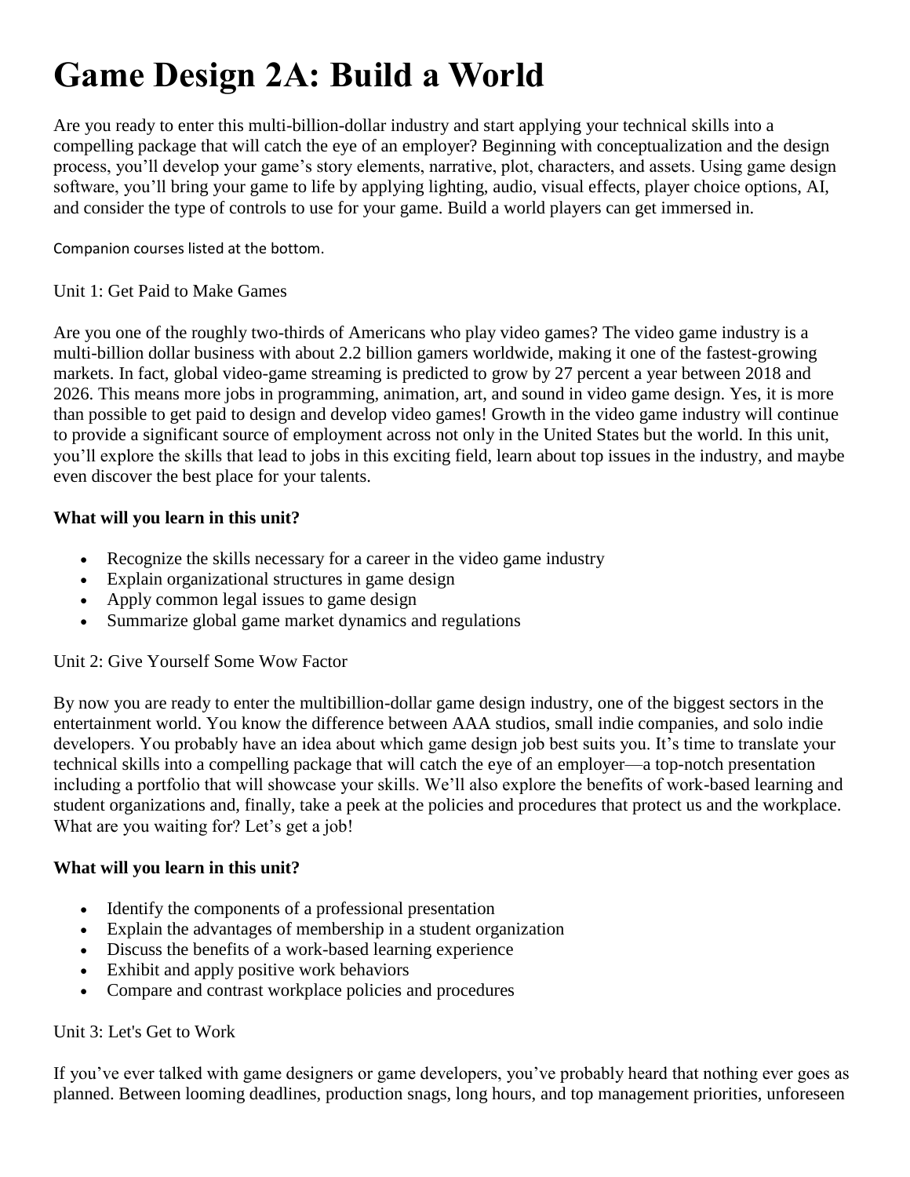# Game Design 2A: Build a World

Are you ready to enter this multi-billion-dollar industry and start applying your technical skills into a compelling package that will catch the eye of an employer? Beginning with conceptualization and the design process, you'll develop your game's story elements, narrative, plot, characters, and assets. Using game design software, you'll bring your game to life by applying lighting, audio, visual effects, player choice options, AI, and consider the type of controls to use for your game. Build a world players can get immersed in.

Companion courses listed at the bottom.

Unit 1: Get Paid to Make Games

Are you one of the roughly two-thirds of Americans who play video games? The video game industry is a multi-billion dollar business with about 2.2 billion gamers worldwide, making it one of the fastest-growing markets. In fact, global video-game streaming is predicted to grow by 27 percent a year between 2018 and 2026. This means more jobs in programming, animation, art, and sound in video game design. Yes, it is more than possible to get paid to design and develop video games! Growth in the video game industry will continue to provide a significant source of employment across not only in the United States but the world. In this unit, you'll explore the skills that lead to jobs in this exciting field, learn about top issues in the industry, and maybe even discover the best place for your talents.

**What will you learn in this unit?**

- Recognize the skills necessary for a career in the video game industry
- Explain organizational structures in game design
- Apply common legal issues to game design
- Summarize global game market dynamics and regulations

Unit 2: Give Yourself Some Wow Factor

By now you are ready to enter the multibillion-dollar game design industry, one of the biggest sectors in the entertainment world. You know the difference between AAA studios, small indie companies, and solo indie developers. You probably have an idea about which game design job best suits you. It's time to translate your technical skills into a compelling package that will catch the eye of an employer—a top-notch presentation including a portfolio that will showcase your skills. We'll also explore the benefits of work-based learning and student organizations and, finally, take a peek at the policies and procedures that protect us and the workplace. What are you waiting for? Let's get a job!

**What will you learn in this unit?**

- Identify the components of a professional presentation
- Explain the advantages of membership in a student organization
- Discuss the benefits of a work-based learning experience
- Exhibit and apply positive work behaviors
- Compare and contrast workplace policies and procedures

Unit 3: Let's Get to Work

If you've ever talked with game designers or game developers, you've probably heard that nothing ever goes as planned. Between looming deadlines, production snags, long hours, and top management priorities, unforeseen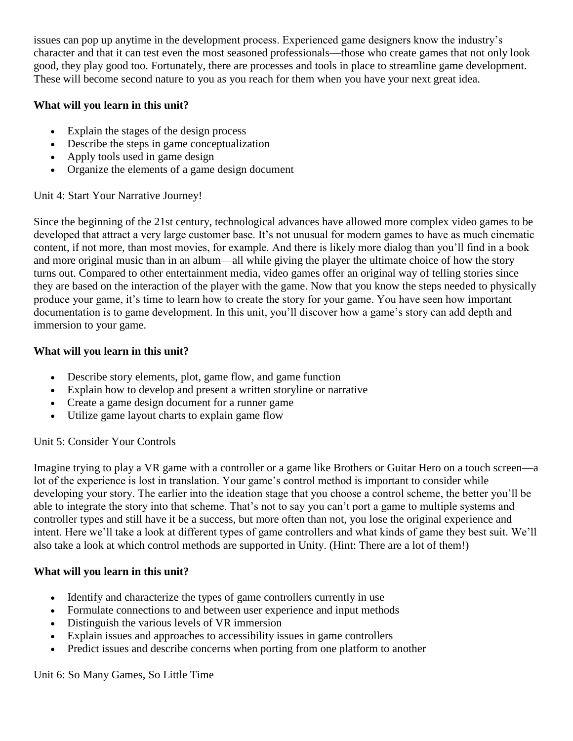issues can pop up anytime in the development process. Experienced game designers know the industry's character and that it can test even the most seasoned professionals—those who create games that not only look good, they play good too. Fortunately, there are processes and tools in place to streamline game development. These will become second nature to you as you reach for them when you have your next great idea.

**What will you learn in this unit?**

- Explain the stages of the design process
- Describe the steps in game conceptualization
- Apply tools used in game design
- Organize the elements of a game design document

Unit 4: Start Your Narrative Journey!

Since the beginning of the 21st century, technological advances have allowed more complex video games to be developed that attract a very large customer base. It's not unusual for modern games to have as much cinematic content, if not more, than most movies, for example. And there is likely more dialog than you'll find in a book and more original music than in an album—all while giving the player the ultimate choice of how the story turns out. Compared to other entertainment media, video games offer an original way of telling stories since they are based on the interaction of the player with the game. Now that you know the steps needed to physically produce your game, it's time to learn how to create the story for your game. You have seen how important documentation is to game development. In this unit, you'll discover how a game's story can add depth and immersion to your game.

**What will you learn in this unit?**

- Describe story elements, plot, game flow, and game function
- Explain how to develop and present a written storyline or narrative
- Create a game design document for a runner game
- Utilize game layout charts to explain game flow

Unit 5: Consider Your Controls

Imagine trying to play a VR game with a controller or a game like Brothers or Guitar Hero on a touch screen—a lot of the experience is lost in translation. Your game's control method is important to consider while developing your story. The earlier into the ideation stage that you choose a control scheme, the better you'll be able to integrate the story into that scheme. That's not to say you can't port a game to multiple systems and controller types and still have it be a success, but more often than not, you lose the original experience and intent. Here we'll take a look at different types of game controllers and what kinds of game they best suit. We'll also take a look at which control methods are supported in Unity. (Hint: There are a lot of them!)

**What will you learn in this unit?**

- Identify and characterize the types of game controllers currently in use
- Formulate connections to and between user experience and input methods
- Distinguish the various levels of VR immersion
- Explain issues and approaches to accessibility issues in game controllers
- Predict issues and describe concerns when porting from one platform to another

Unit 6: So Many Games, So Little Time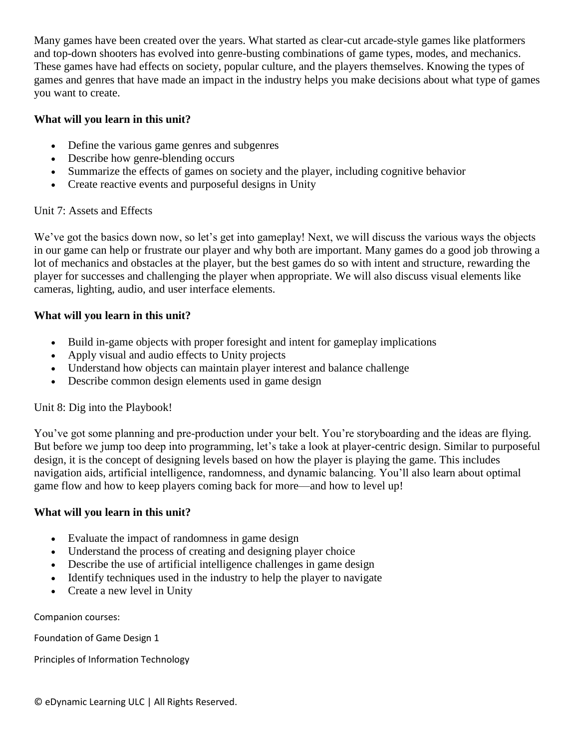Many games have been created over the years. What started as clear-cut arcade-style games like platformers and top-down shooters has evolved into genre-busting combinations of game types, modes, and mechanics. These games have had effects on society, popular culture, and the players themselves. Knowing the types of games and genres that have made an impact in the industry helps you make decisions about what type of games you want to create.

**What will you learn in this unit?**

- Define the various game genres and subgenres
- Describe how genre-blending occurs
- Summarize the effects of games on society and the player, including cognitive behavior
- Create reactive events and purposeful designs in Unity

Unit 7: Assets and Effects

We've got the basics down now, so let's get into gameplay! Next, we will discuss the various ways the objects in our game can help or frustrate our player and why both are important. Many games do a good job throwing a lot of mechanics and obstacles at the player, but the best games do so with intent and structure, rewarding the player for successes and challenging the player when appropriate. We will also discuss visual elements like cameras, lighting, audio, and user interface elements.

**What will you learn in this unit?**

- Build in-game objects with proper foresight and intent for gameplay implications
- Apply visual and audio effects to Unity projects
- Understand how objects can maintain player interest and balance challenge
- Describe common design elements used in game design

Unit 8: Dig into the Playbook!

You've got some planning and pre-production under your belt. You're storyboarding and the ideas are flying. But before we jump too deep into programming, let's take a look at player-centric design. Similar to purposeful design, it is the concept of designing levels based on how the player is playing the game. This includes navigation aids, artificial intelligence, randomness, and dynamic balancing. You'll also learn about optimal game flow and how to keep players coming back for more—and how to level up!

**What will you learn in this unit?**

- Evaluate the impact of randomness in game design
- Understand the process of creating and designing player choice
- Describe the use of artificial intelligence challenges in game design
- Identify techniques used in the industry to help the player to navigate
- Create a new level in Unity

Companion courses:

Foundation of Game Design 1

Principles of Information Technology

© eDynamic Learning ULC | All Rights Reserved.